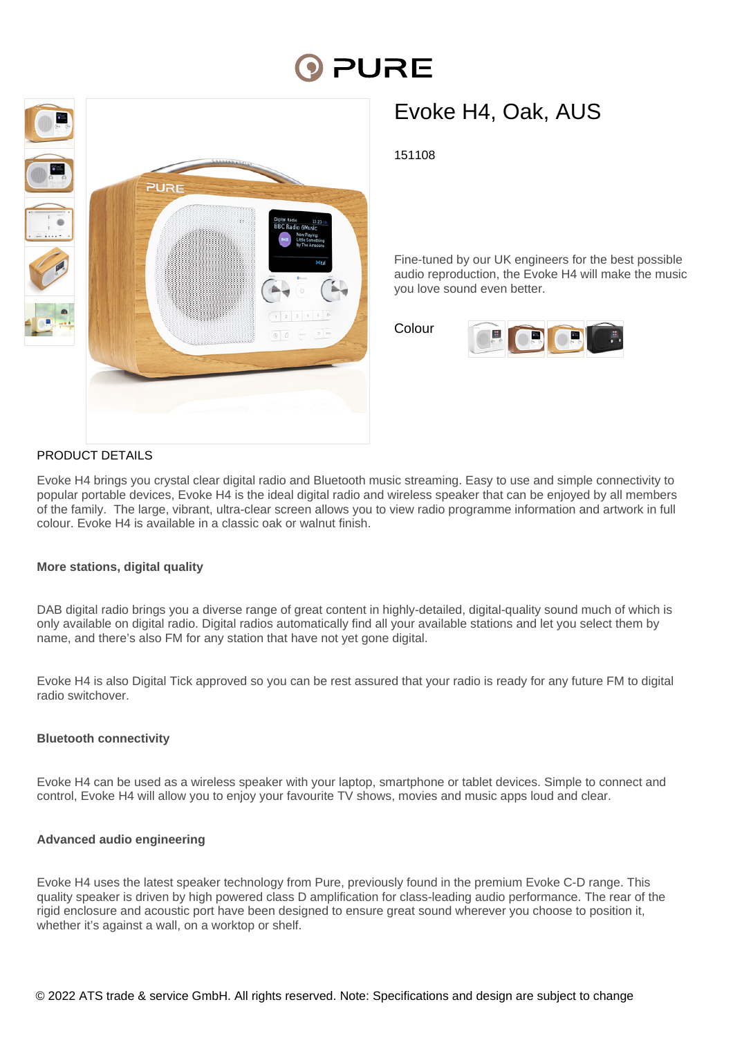# Evoke H4, Oak, AUS

151108

Fine-tuned by our UK engineers for the best possible audio reproduction, the Evoke H4 will make the music you love sound even better.

Colour

## PRODUCT DETAILS

Evoke H4 brings you crystal clear digital radio and Bluetooth music streaming. Easy to use and simple connectivity to popular portable devices, Evoke H4 is the ideal digital radio and wireless speaker that can be enjoyed by all members of the family. The large, vibrant, ultra-clear screen allows you to view radio programme information and artwork in full colour. Evoke H4 is available in a classic oak or walnut finish.

### More stations, digital quality

DAB digital radio brings you a diverse range of great content in highly-detailed, digital-quality sound much of which is only available on digital radio. Digital radios automatically find all your available stations and let you select them by name, and there's also FM for any station that have not yet gone digital.

Evoke H4 is also Digital Tick approved so you can be rest assured that your radio is ready for any future FM to digital radio switchover.

### Bluetooth connectivity

Evoke H4 can be used as a wireless speaker with your laptop, smartphone or tablet devices. Simple to connect and control, Evoke H4 will allow you to enjoy your favourite TV shows, movies and music apps loud and clear.

### Advanced audio engineering

Evoke H4 uses the latest speaker technology from Pure, previously found in the premium Evoke C-D range. This quality speaker is driven by high powered class D amplification for class-leading audio performance. The rear of the rigid enclosure and acoustic port have been designed to ensure great sound wherever you choose to position it, whether it's against a wall, on a worktop or shelf.

© 2022 ATS trade & service GmbH. All rights reserved. Note: Specifications and design are subject to change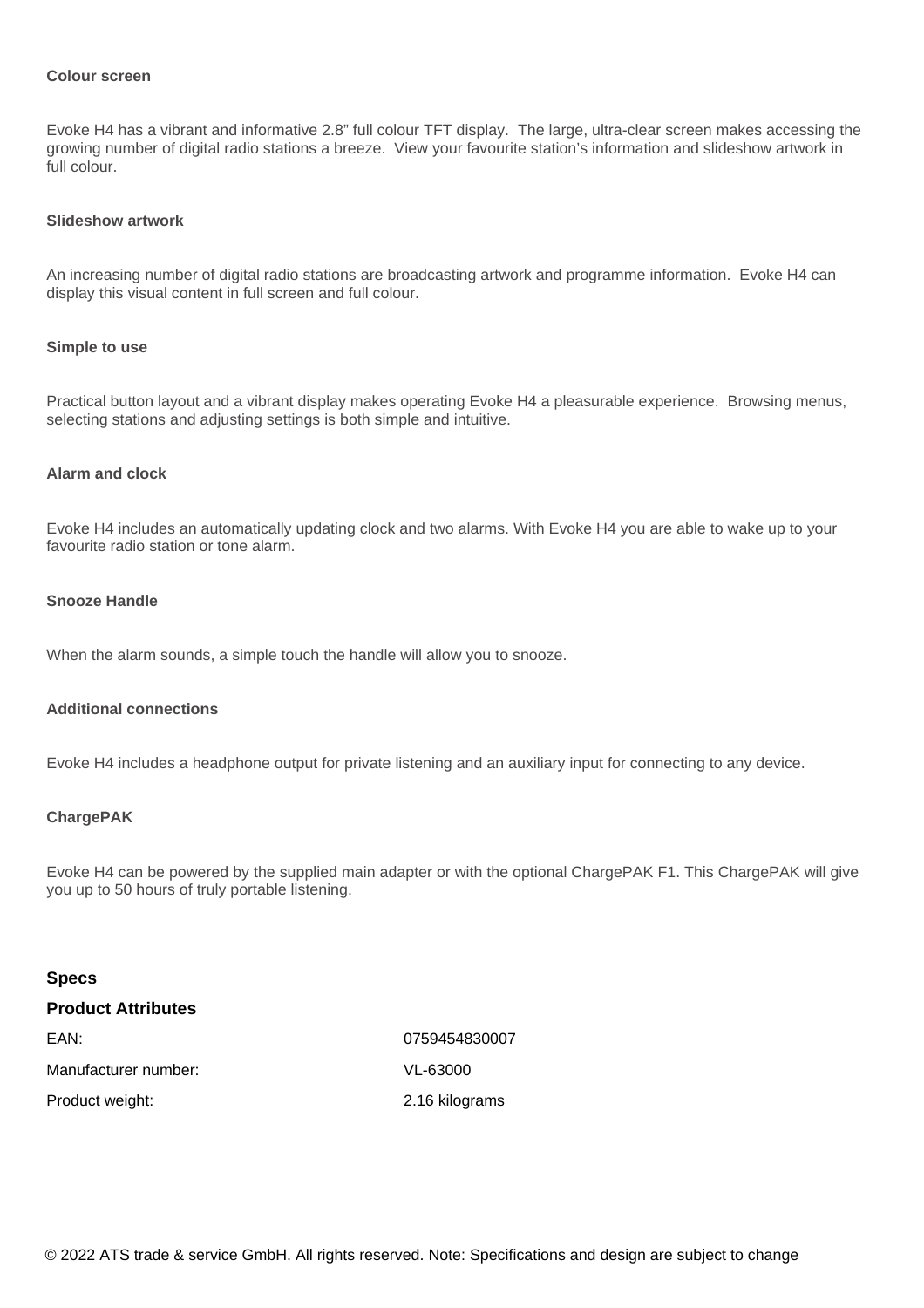**Colour screen**

Evoke H4 has a vibrant and informative 2.8” full colour TFT display. The large, ultra-clear screen makes accessing the growing number of digital radio stations a breeze. View your favourite station’s information and slideshow artwork in full colour.

**Slideshow artwork**

An increasing number of digital radio stations are broadcasting artwork and programme information. Evoke H4 can display this visual content in full screen and full colour.

**Simple to use**

Practical button layout and a vibrant display makes operating Evoke H4 a pleasurable experience. Browsing menus, selecting stations and adjusting settings is both simple and intuitive.

**Alarm and clock**

Evoke H4 includes an automatically updating clock and two alarms. With Evoke H4 you are able to wake up to your favourite radio station or tone alarm.

**Snooze Handle**

When the alarm sounds, a simple touch the handle will allow you to snooze.

**Additional connections**

Evoke H4 includes a headphone output for private listening and an auxiliary input for connecting to any device.

**ChargePAK**

Evoke H4 can be powered by the supplied main adapter or with the optional ChargePAK F1. This ChargePAK will give you up to 50 hours of truly portable listening.

## Specs

### Product Attributes

| | |
|---|---|
| EAN: | 0759454830007 |
| Manufacturer number: | VL-63000 |
| Product weight: | 2.16 kilograms |

© 2022 ATS trade & service GmbH. All rights reserved. Note: Specifications and design are subject to change